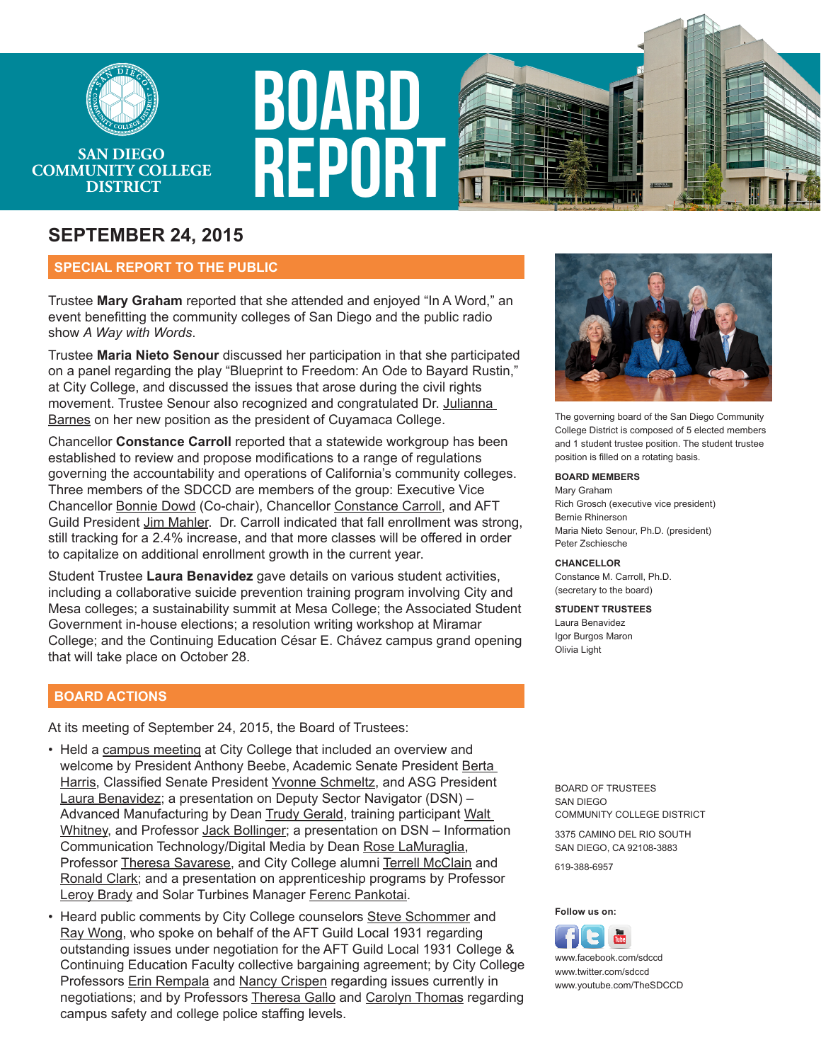SAN DIEGO COMMUNITY COLLEGE DISTRICT

# BOARD REPORT

## SEPTEMBER 24, 2015

### SPECIAL REPORT TO THE PUBLIC

Trustee **Mary Graham** reported that she attended and enjoyed "In A Word," an event benefitting the community colleges of San Diego and the public radio show *A Way with Words*.

Trustee **Maria Nieto Senour** discussed her participation in that she participated on a panel regarding the play "Blueprint to Freedom: An Ode to Bayard Rustin," at City College, and discussed the issues that arose during the civil rights movement. Trustee Senour also recognized and congratulated Dr. Julianna Barnes on her new position as the president of Cuyamaca College.

Chancellor **Constance Carroll** reported that a statewide workgroup has been established to review and propose modifications to a range of regulations governing the accountability and operations of California's community colleges. Three members of the SDCCD are members of the group: Executive Vice Chancellor Bonnie Dowd (Co-chair), Chancellor Constance Carroll, and AFT Guild President Jim Mahler. Dr. Carroll indicated that fall enrollment was strong, still tracking for a 2.4% increase, and that more classes will be offered in order to capitalize on additional enrollment growth in the current year.

Student Trustee **Laura Benavidez** gave details on various student activities, including a collaborative suicide prevention training program involving City and Mesa colleges; a sustainability summit at Mesa College; the Associated Student Government in-house elections; a resolution writing workshop at Miramar College; and the Continuing Education César E. Chávez campus grand opening that will take place on October 28.

### BOARD ACTIONS

At its meeting of September 24, 2015, the Board of Trustees:

- Held a campus meeting at City College that included an overview and welcome by President Anthony Beebe, Academic Senate President Berta Harris, Classified Senate President Yvonne Schmeltz, and ASG President Laura Benavidez; a presentation on Deputy Sector Navigator (DSN) – Advanced Manufacturing by Dean Trudy Gerald, training participant Walt Whitney, and Professor Jack Bollinger; a presentation on DSN – Information Communication Technology/Digital Media by Dean Rose LaMuraglia, Professor Theresa Savarese, and City College alumni Terrell McClain and Ronald Clark; and a presentation on apprenticeship programs by Professor Leroy Brady and Solar Turbines Manager Ferenc Pankotai.
- Heard public comments by City College counselors Steve Schommer and Ray Wong, who spoke on behalf of the AFT Guild Local 1931 regarding outstanding issues under negotiation for the AFT Guild Local 1931 College & Continuing Education Faculty collective bargaining agreement; by City College Professors Erin Rempala and Nancy Crispen regarding issues currently in negotiations; and by Professors Theresa Gallo and Carolyn Thomas regarding campus safety and college police staffing levels.

The governing board of the San Diego Community College District is composed of 5 elected members and 1 student trustee position. The student trustee position is filled on a rotating basis.

**BOARD MEMBERS**

Mary Graham
Rich Grosch (executive vice president)
Bernie Rhinerson
Maria Nieto Senour, Ph.D. (president)
Peter Zschiesche

**CHANCELLOR**

Constance M. Carroll, Ph.D.
(secretary to the board)

**STUDENT TRUSTEES**

Laura Benavidez
Igor Burgos Maron
Olivia Light

BOARD OF TRUSTEES
SAN DIEGO
COMMUNITY COLLEGE DISTRICT

3375 CAMINO DEL RIO SOUTH
SAN DIEGO, CA 92108-3883

619-388-6957

**Follow us on:**

www.facebook.com/sdccd
www.twitter.com/sdccd
www.youtube.com/TheSDCCD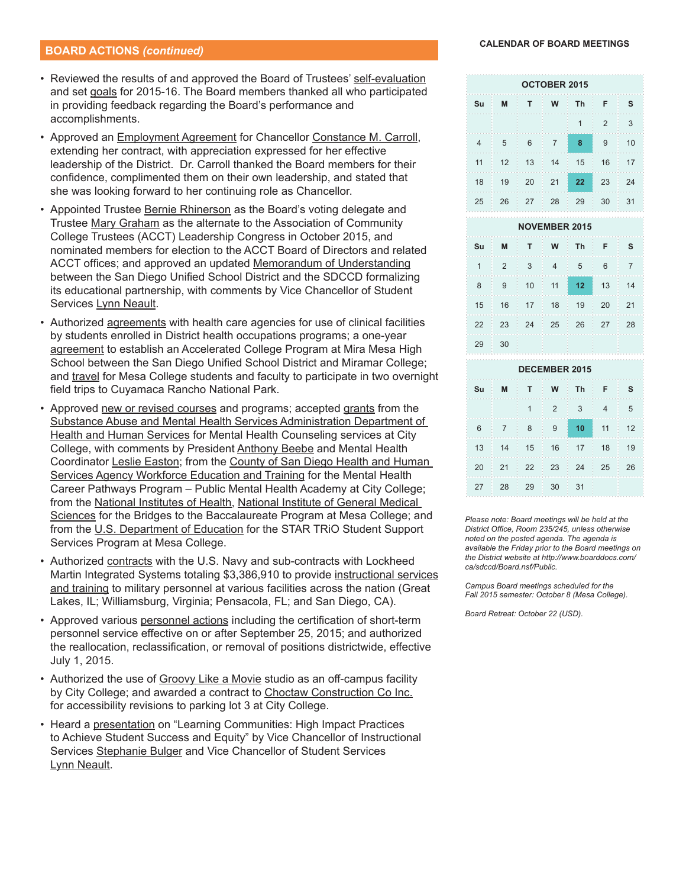## BOARD ACTIONS *(continued)*

- Reviewed the results of and approved the Board of Trustees' self-evaluation and set goals for 2015-16. The Board members thanked all who participated in providing feedback regarding the Board's performance and accomplishments.
- Approved an Employment Agreement for Chancellor Constance M. Carroll, extending her contract, with appreciation expressed for her effective leadership of the District. Dr. Carroll thanked the Board members for their confidence, complimented them on their own leadership, and stated that she was looking forward to her continuing role as Chancellor.
- Appointed Trustee Bernie Rhinerson as the Board's voting delegate and Trustee Mary Graham as the alternate to the Association of Community College Trustees (ACCT) Leadership Congress in October 2015, and nominated members for election to the ACCT Board of Directors and related ACCT offices; and approved an updated Memorandum of Understanding between the San Diego Unified School District and the SDCCD formalizing its educational partnership, with comments by Vice Chancellor of Student Services Lynn Neault.
- Authorized agreements with health care agencies for use of clinical facilities by students enrolled in District health occupations programs; a one-year agreement to establish an Accelerated College Program at Mira Mesa High School between the San Diego Unified School District and Miramar College; and travel for Mesa College students and faculty to participate in two overnight field trips to Cuyamaca Rancho National Park.
- Approved new or revised courses and programs; accepted grants from the Substance Abuse and Mental Health Services Administration Department of Health and Human Services for Mental Health Counseling services at City College, with comments by President Anthony Beebe and Mental Health Coordinator Leslie Easton; from the County of San Diego Health and Human Services Agency Workforce Education and Training for the Mental Health Career Pathways Program – Public Mental Health Academy at City College; from the National Institutes of Health, National Institute of General Medical Sciences for the Bridges to the Baccalaureate Program at Mesa College; and from the U.S. Department of Education for the STAR TRiO Student Support Services Program at Mesa College.
- Authorized contracts with the U.S. Navy and sub-contracts with Lockheed Martin Integrated Systems totaling $3,386,910 to provide instructional services and training to military personnel at various facilities across the nation (Great Lakes, IL; Williamsburg, Virginia; Pensacola, FL; and San Diego, CA).
- Approved various personnel actions including the certification of short-term personnel service effective on or after September 25, 2015; and authorized the reallocation, reclassification, or removal of positions districtwide, effective July 1, 2015.
- Authorized the use of Groovy Like a Movie studio as an off-campus facility by City College; and awarded a contract to Choctaw Construction Co Inc. for accessibility revisions to parking lot 3 at City College.
- Heard a presentation on "Learning Communities: High Impact Practices to Achieve Student Success and Equity" by Vice Chancellor of Instructional Services Stephanie Bulger and Vice Chancellor of Student Services Lynn Neault.

## CALENDAR OF BOARD MEETINGS

**OCTOBER 2015**

| Su | M | T | W | Th | F | S |
|---|---|---|---|---|---|---|
| | | | | 1 | 2 | 3 |
| 4 | 5 | 6 | 7 | **8** | 9 | 10 |
| 11 | 12 | 13 | 14 | 15 | 16 | 17 |
| 18 | 19 | 20 | 21 | **22** | 23 | 24 |
| 25 | 26 | 27 | 28 | 29 | 30 | 31 |

**NOVEMBER 2015**

| Su | M | T | W | Th | F | S |
|---|---|---|---|---|---|---|
| 1 | 2 | 3 | 4 | 5 | 6 | 7 |
| 8 | 9 | 10 | 11 | **12** | 13 | 14 |
| 15 | 16 | 17 | 18 | 19 | 20 | 21 |
| 22 | 23 | 24 | 25 | 26 | 27 | 28 |
| 29 | 30 | | | | | |

**DECEMBER 2015**

| Su | M | T | W | Th | F | S |
|---|---|---|---|---|---|---|
| | | 1 | 2 | 3 | 4 | 5 |
| 6 | 7 | 8 | 9 | **10** | 11 | 12 |
| 13 | 14 | 15 | 16 | 17 | 18 | 19 |
| 20 | 21 | 22 | 23 | 24 | 25 | 26 |
| 27 | 28 | 29 | 30 | 31 | | |

*Please note: Board meetings will be held at the District Office, Room 235/245, unless otherwise noted on the posted agenda. The agenda is available the Friday prior to the Board meetings on the District website at http://www.boarddocs.com/ca/sdccd/Board.nsf/Public.*

*Campus Board meetings scheduled for the Fall 2015 semester: October 8 (Mesa College).*

*Board Retreat: October 22 (USD).*